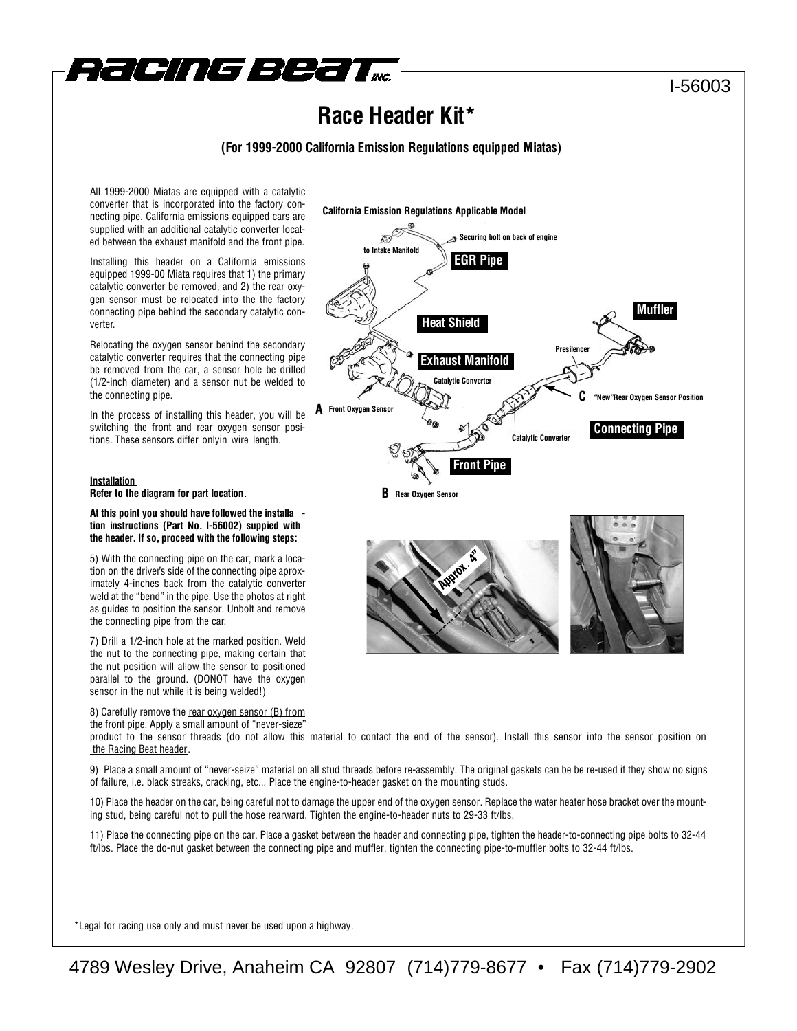RACING BEAT INC.

I-56003

# Race Header Kit*

**(For 1999-2000 California Emission Regulations equipped Miatas)**

All 1999-2000 Miatas are equipped with a catalytic converter that is incorporated into the factory connecting pipe. California emissions equipped cars are supplied with an additional catalytic converter located between the exhaust manifold and the front pipe.

Installing this header on a California emissions equipped 1999-00 Miata requires that 1) the primary catalytic converter be removed, and 2) the rear oxygen sensor must be relocated into the the factory connecting pipe behind the secondary catalytic converter.

Relocating the oxygen sensor behind the secondary catalytic converter requires that the connecting pipe be removed from the car, a sensor hole be drilled (1/2-inch diameter) and a sensor nut be welded to the connecting pipe.

In the process of installing this header, you will be switching the front and rear oxygen sensor positions. These sensors differ only in wire length.

California Emission Regulations Applicable Model

Securing bolt on back of engine
to Intake Manifold
EGR Pipe
Muffler
Heat Shield
Presilencer
Exhaust Manifold
Catalytic Converter
C "New" Rear Oxygen Sensor Position
A Front Oxygen Sensor
Connecting Pipe
Catalytic Converter
Front Pipe
B Rear Oxygen Sensor

Approx. 4"

**Installation**
**Refer to the diagram for part location.**

**At this point you should have followed the installation instructions (Part No. I-56002) suppied with the header. If so, proceed with the following steps:**

5) With the connecting pipe on the car, mark a location on the driver's side of the connecting pipe aproximately 4-inches back from the catalytic converter weld at the "bend" in the pipe. Use the photos at right as guides to position the sensor. Unbolt and remove the connecting pipe from the car.

7) Drill a 1/2-inch hole at the marked position. Weld the nut to the connecting pipe, making certain that the nut position will allow the sensor to positioned parallel to the ground. (DONOT have the oxygen sensor in the nut while it is being welded!)

8) Carefully remove the rear oxygen sensor (B) from the front pipe. Apply a small amount of "never-sieze" product to the sensor threads (do not allow this material to contact the end of the sensor). Install this sensor into the sensor position on the Racing Beat header.

9) Place a small amount of "never-seize" material on all stud threads before re-assembly. The original gaskets can be be re-used if they show no signs of failure, i.e. black streaks, cracking, etc... Place the engine-to-header gasket on the mounting studs.

10) Place the header on the car, being careful not to damage the upper end of the oxygen sensor. Replace the water heater hose bracket over the mounting stud, being careful not to pull the hose rearward. Tighten the engine-to-header nuts to 29-33 ft/lbs.

11) Place the connecting pipe on the car. Place a gasket between the header and connecting pipe, tighten the header-to-connecting pipe bolts to 32-44 ft/lbs. Place the do-nut gasket between the connecting pipe and muffler, tighten the connecting pipe-to-muffler bolts to 32-44 ft/lbs.

*Legal for racing use only and must never be used upon a highway.

4789 Wesley Drive, Anaheim CA 92807 (714)779-8677 • Fax (714)779-2902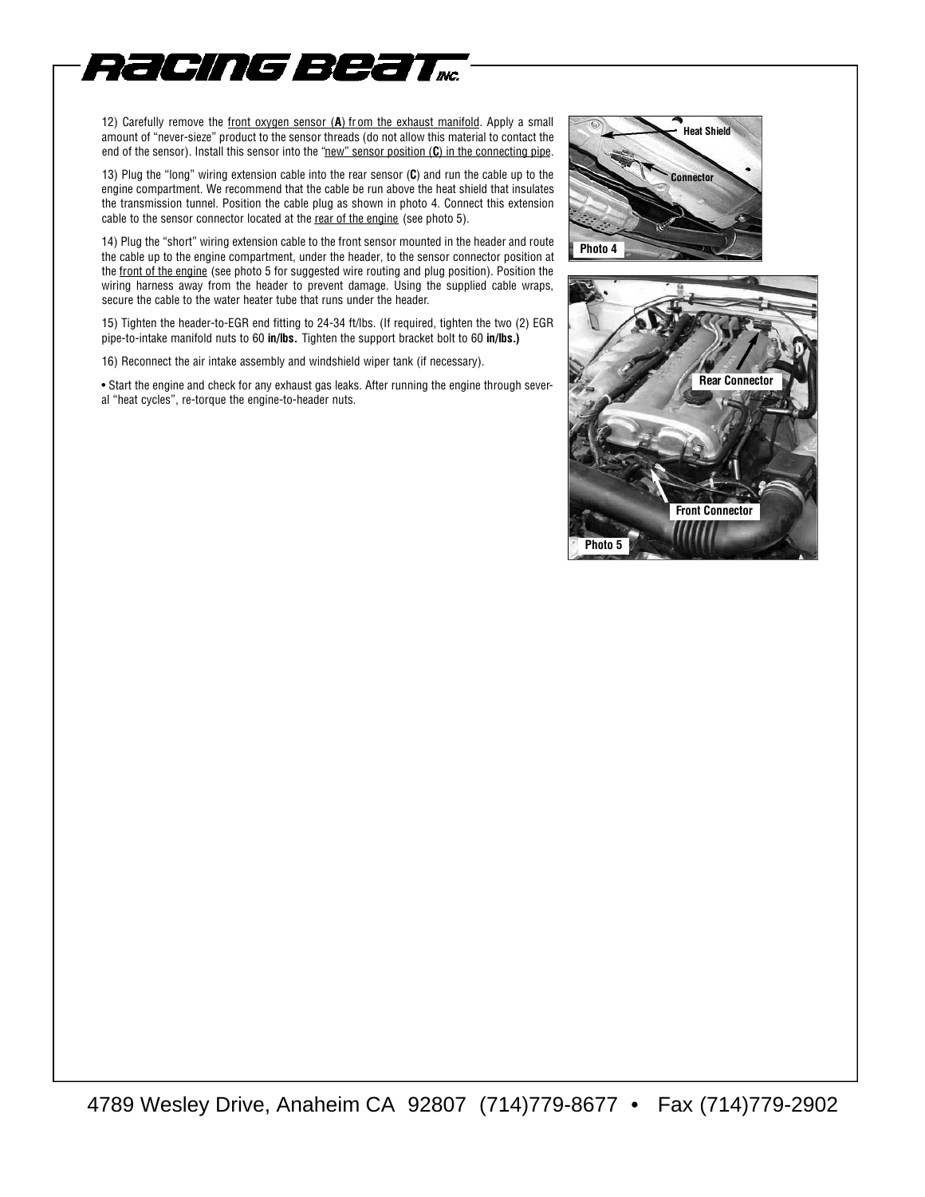12) Carefully remove the front oxygen sensor (**A**) from the exhaust manifold. Apply a small amount of "never-sieze" product to the sensor threads (do not allow this material to contact the end of the sensor). Install this sensor into the "new" sensor position (**C**) in the connecting pipe.

13) Plug the "long" wiring extension cable into the rear sensor (**C**) and run the cable up to the engine compartment. We recommend that the cable be run above the heat shield that insulates the transmission tunnel. Position the cable plug as shown in photo 4. Connect this extension cable to the sensor connector located at the rear of the engine (see photo 5).

14) Plug the "short" wiring extension cable to the front sensor mounted in the header and route the cable up to the engine compartment, under the header, to the sensor connector position at the front of the engine (see photo 5 for suggested wire routing and plug position). Position the wiring harness away from the header to prevent damage. Using the supplied cable wraps, secure the cable to the water heater tube that runs under the header.

15) Tighten the header-to-EGR end fitting to 24-34 ft/lbs. (If required, tighten the two (2) EGR pipe-to-intake manifold nuts to 60 **in/lbs.** Tighten the support bracket bolt to 60 **in/lbs.)**

16) Reconnect the air intake assembly and windshield wiper tank (if necessary).

• Start the engine and check for any exhaust gas leaks. After running the engine through several "heat cycles", re-torque the engine-to-header nuts.

Heat Shield

Connector

Photo 4

Rear Connector

Front Connector

Photo 5

4789 Wesley Drive, Anaheim CA 92807 (714)779-8677 • Fax (714)779-2902